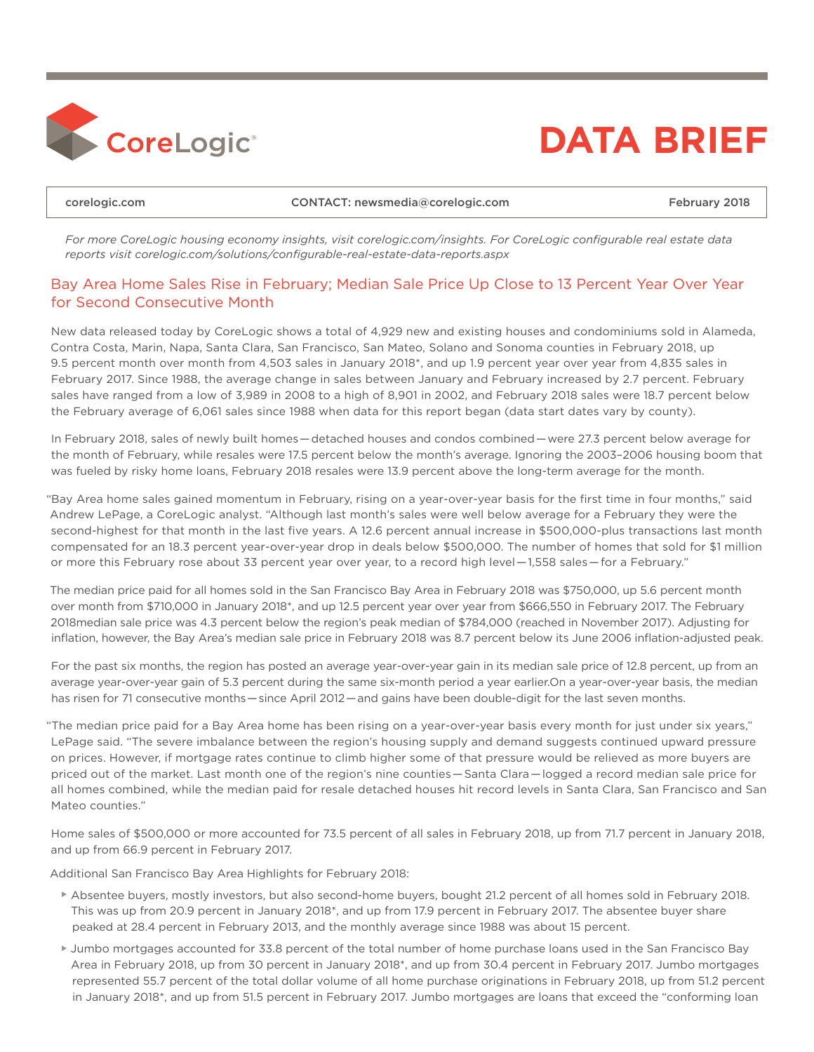# CoreLogic DATA BRIEF

corelogic.com | CONTACT: newsmedia@corelogic.com | February 2018

*For more CoreLogic housing economy insights, visit corelogic.com/insights. For CoreLogic configurable real estate data reports visit corelogic.com/solutions/configurable-real-estate-data-reports.aspx*

## Bay Area Home Sales Rise in February; Median Sale Price Up Close to 13 Percent Year Over Year for Second Consecutive Month

New data released today by CoreLogic shows a total of 4,929 new and existing houses and condominiums sold in Alameda, Contra Costa, Marin, Napa, Santa Clara, San Francisco, San Mateo, Solano and Sonoma counties in February 2018, up 9.5 percent month over month from 4,503 sales in January 2018*, and up 1.9 percent year over year from 4,835 sales in February 2017. Since 1988, the average change in sales between January and February increased by 2.7 percent. February sales have ranged from a low of 3,989 in 2008 to a high of 8,901 in 2002, and February 2018 sales were 18.7 percent below the February average of 6,061 sales since 1988 when data for this report began (data start dates vary by county).

In February 2018, sales of newly built homes—detached houses and condos combined—were 27.3 percent below average for the month of February, while resales were 17.5 percent below the month's average. Ignoring the 2003–2006 housing boom that was fueled by risky home loans, February 2018 resales were 13.9 percent above the long-term average for the month.

"Bay Area home sales gained momentum in February, rising on a year-over-year basis for the first time in four months," said Andrew LePage, a CoreLogic analyst. "Although last month's sales were well below average for a February they were the second-highest for that month in the last five years. A 12.6 percent annual increase in $500,000-plus transactions last month compensated for an 18.3 percent year-over-year drop in deals below $500,000. The number of homes that sold for $1 million or more this February rose about 33 percent year over year, to a record high level—1,558 sales—for a February."

The median price paid for all homes sold in the San Francisco Bay Area in February 2018 was $750,000, up 5.6 percent month over month from $710,000 in January 2018*, and up 12.5 percent year over year from $666,550 in February 2017. The February 2018median sale price was 4.3 percent below the region's peak median of $784,000 (reached in November 2017). Adjusting for inflation, however, the Bay Area's median sale price in February 2018 was 8.7 percent below its June 2006 inflation-adjusted peak.

For the past six months, the region has posted an average year-over-year gain in its median sale price of 12.8 percent, up from an average year-over-year gain of 5.3 percent during the same six-month period a year earlier.On a year-over-year basis, the median has risen for 71 consecutive months—since April 2012—and gains have been double-digit for the last seven months.

"The median price paid for a Bay Area home has been rising on a year-over-year basis every month for just under six years," LePage said. "The severe imbalance between the region's housing supply and demand suggests continued upward pressure on prices. However, if mortgage rates continue to climb higher some of that pressure would be relieved as more buyers are priced out of the market. Last month one of the region's nine counties—Santa Clara—logged a record median sale price for all homes combined, while the median paid for resale detached houses hit record levels in Santa Clara, San Francisco and San Mateo counties."

Home sales of $500,000 or more accounted for 73.5 percent of all sales in February 2018, up from 71.7 percent in January 2018, and up from 66.9 percent in February 2017.

Additional San Francisco Bay Area Highlights for February 2018:

- Absentee buyers, mostly investors, but also second-home buyers, bought 21.2 percent of all homes sold in February 2018. This was up from 20.9 percent in January 2018*, and up from 17.9 percent in February 2017. The absentee buyer share peaked at 28.4 percent in February 2013, and the monthly average since 1988 was about 15 percent.
- Jumbo mortgages accounted for 33.8 percent of the total number of home purchase loans used in the San Francisco Bay Area in February 2018, up from 30 percent in January 2018*, and up from 30.4 percent in February 2017. Jumbo mortgages represented 55.7 percent of the total dollar volume of all home purchase originations in February 2018, up from 51.2 percent in January 2018*, and up from 51.5 percent in February 2017. Jumbo mortgages are loans that exceed the "conforming loan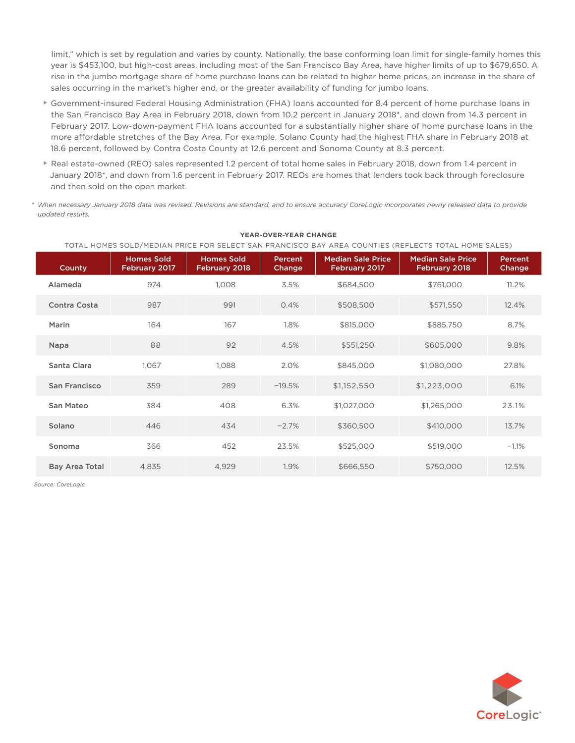limit," which is set by regulation and varies by county. Nationally, the base conforming loan limit for single-family homes this year is $453,100, but high-cost areas, including most of the San Francisco Bay Area, have higher limits of up to $679,650. A rise in the jumbo mortgage share of home purchase loans can be related to higher home prices, an increase in the share of sales occurring in the market's higher end, or the greater availability of funding for jumbo loans.

- Government-insured Federal Housing Administration (FHA) loans accounted for 8.4 percent of home purchase loans in the San Francisco Bay Area in February 2018, down from 10.2 percent in January 2018*, and down from 14.3 percent in February 2017. Low-down-payment FHA loans accounted for a substantially higher share of home purchase loans in the more affordable stretches of the Bay Area. For example, Solano County had the highest FHA share in February 2018 at 18.6 percent, followed by Contra Costa County at 12.6 percent and Sonoma County at 8.3 percent.
- Real estate-owned (REO) sales represented 1.2 percent of total home sales in February 2018, down from 1.4 percent in January 2018*, and down from 1.6 percent in February 2017. REOs are homes that lenders took back through foreclosure and then sold on the open market.

\* *When necessary January 2018 data was revised. Revisions are standard, and to ensure accuracy CoreLogic incorporates newly released data to provide updated results.*

**YEAR-OVER-YEAR CHANGE**

TOTAL HOMES SOLD/MEDIAN PRICE FOR SELECT SAN FRANCISCO BAY AREA COUNTIES (REFLECTS TOTAL HOME SALES)

| County | Homes Sold February 2017 | Homes Sold February 2018 | Percent Change | Median Sale Price February 2017 | Median Sale Price February 2018 | Percent Change |
|---|---|---|---|---|---|---|
| Alameda | 974 | 1,008 | 3.5% | $684,500 | $761,000 | 11.2% |
| Contra Costa | 987 | 991 | 0.4% | $508,500 | $571,550 | 12.4% |
| Marin | 164 | 167 | 1.8% | $815,000 | $885,750 | 8.7% |
| Napa | 88 | 92 | 4.5% | $551,250 | $605,000 | 9.8% |
| Santa Clara | 1,067 | 1,088 | 2.0% | $845,000 | $1,080,000 | 27.8% |
| San Francisco | 359 | 289 | −19.5% | $1,152,550 | $1,223,000 | 6.1% |
| San Mateo | 384 | 408 | 6.3% | $1,027,000 | $1,265,000 | 23.1% |
| Solano | 446 | 434 | −2.7% | $360,500 | $410,000 | 13.7% |
| Sonoma | 366 | 452 | 23.5% | $525,000 | $519,000 | −1.1% |
| Bay Area Total | 4,835 | 4,929 | 1.9% | $666,550 | $750,000 | 12.5% |

*Source: CoreLogic*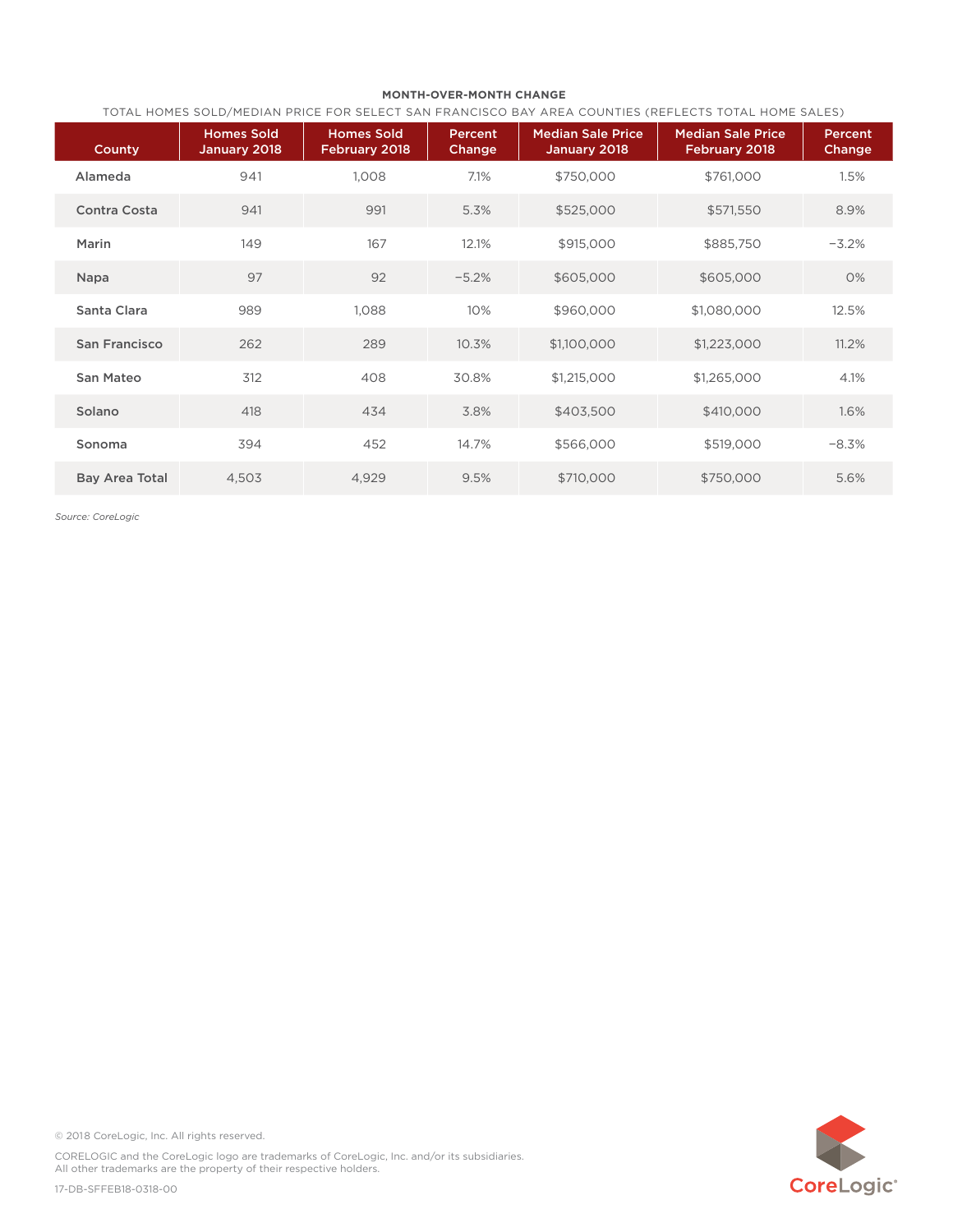**MONTH-OVER-MONTH CHANGE**

TOTAL HOMES SOLD/MEDIAN PRICE FOR SELECT SAN FRANCISCO BAY AREA COUNTIES (REFLECTS TOTAL HOME SALES)

| County | Homes Sold January 2018 | Homes Sold February 2018 | Percent Change | Median Sale Price January 2018 | Median Sale Price February 2018 | Percent Change |
|---|---|---|---|---|---|---|
| Alameda | 941 | 1,008 | 7.1% | $750,000 | $761,000 | 1.5% |
| Contra Costa | 941 | 991 | 5.3% | $525,000 | $571,550 | 8.9% |
| Marin | 149 | 167 | 12.1% | $915,000 | $885,750 | −3.2% |
| Napa | 97 | 92 | −5.2% | $605,000 | $605,000 | 0% |
| Santa Clara | 989 | 1,088 | 10% | $960,000 | $1,080,000 | 12.5% |
| San Francisco | 262 | 289 | 10.3% | $1,100,000 | $1,223,000 | 11.2% |
| San Mateo | 312 | 408 | 30.8% | $1,215,000 | $1,265,000 | 4.1% |
| Solano | 418 | 434 | 3.8% | $403,500 | $410,000 | 1.6% |
| Sonoma | 394 | 452 | 14.7% | $566,000 | $519,000 | −8.3% |
| Bay Area Total | 4,503 | 4,929 | 9.5% | $710,000 | $750,000 | 5.6% |

*Source: CoreLogic*

© 2018 CoreLogic, Inc. All rights reserved.

CORELOGIC and the CoreLogic logo are trademarks of CoreLogic, Inc. and/or its subsidiaries.
All other trademarks are the property of their respective holders.

17-DB-SFFEB18-0318-00

CoreLogic®